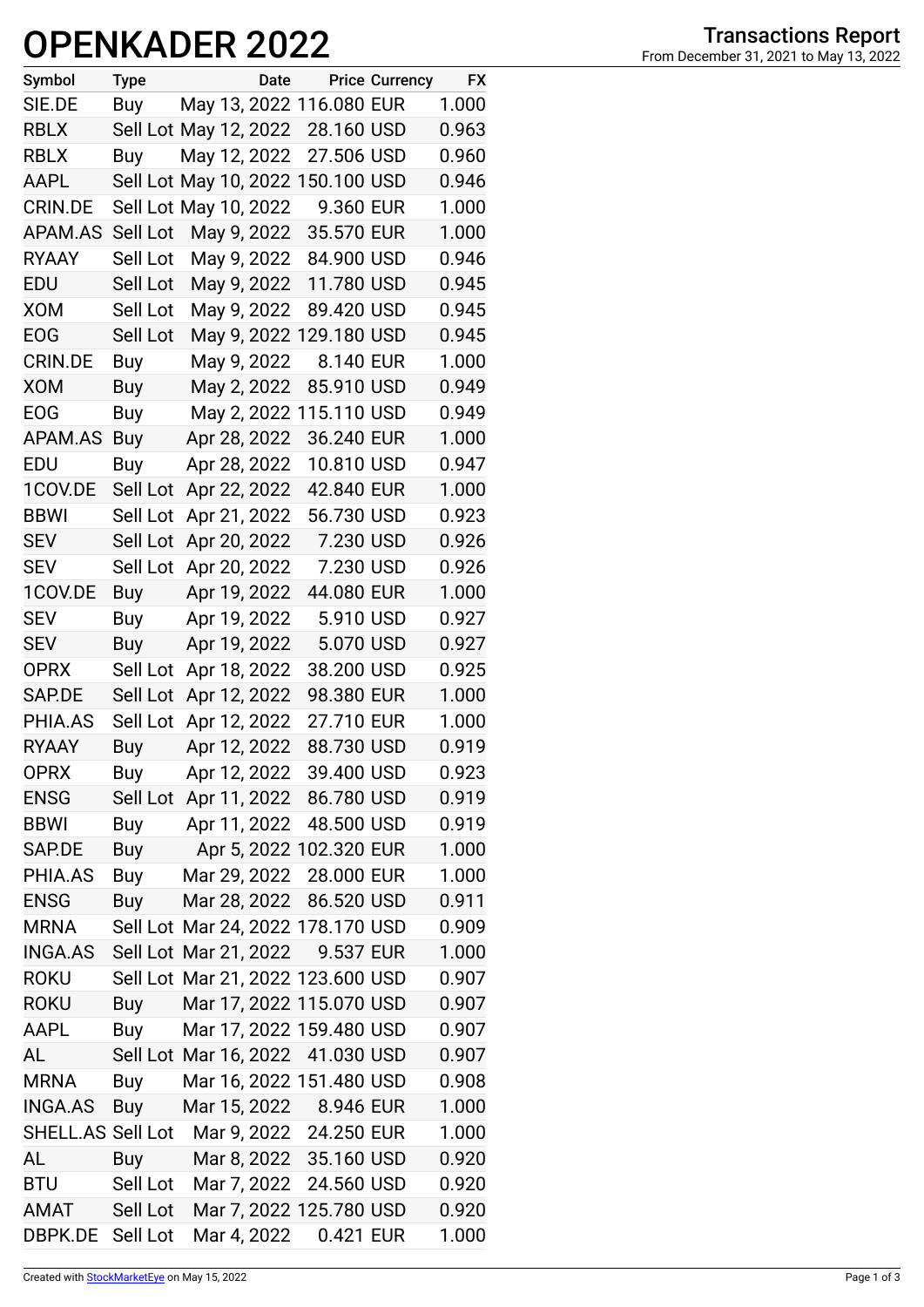# OPENKADER 2022

## Transactions Report

From December 31, 2021 to May 13, 2022

| Symbol | Type | Date | Price | Currency | FX |
|---|---|---|---|---|---|
| SIE.DE | Buy | May 13, 2022 | 116.080 | EUR | 1.000 |
| RBLX | Sell Lot | May 12, 2022 | 28.160 | USD | 0.963 |
| RBLX | Buy | May 12, 2022 | 27.506 | USD | 0.960 |
| AAPL | Sell Lot | May 10, 2022 | 150.100 | USD | 0.946 |
| CRIN.DE | Sell Lot | May 10, 2022 | 9.360 | EUR | 1.000 |
| APAM.AS | Sell Lot | May 9, 2022 | 35.570 | EUR | 1.000 |
| RYAAY | Sell Lot | May 9, 2022 | 84.900 | USD | 0.946 |
| EDU | Sell Lot | May 9, 2022 | 11.780 | USD | 0.945 |
| XOM | Sell Lot | May 9, 2022 | 89.420 | USD | 0.945 |
| EOG | Sell Lot | May 9, 2022 | 129.180 | USD | 0.945 |
| CRIN.DE | Buy | May 9, 2022 | 8.140 | EUR | 1.000 |
| XOM | Buy | May 2, 2022 | 85.910 | USD | 0.949 |
| EOG | Buy | May 2, 2022 | 115.110 | USD | 0.949 |
| APAM.AS | Buy | Apr 28, 2022 | 36.240 | EUR | 1.000 |
| EDU | Buy | Apr 28, 2022 | 10.810 | USD | 0.947 |
| 1COV.DE | Sell Lot | Apr 22, 2022 | 42.840 | EUR | 1.000 |
| BBWI | Sell Lot | Apr 21, 2022 | 56.730 | USD | 0.923 |
| SEV | Sell Lot | Apr 20, 2022 | 7.230 | USD | 0.926 |
| SEV | Sell Lot | Apr 20, 2022 | 7.230 | USD | 0.926 |
| 1COV.DE | Buy | Apr 19, 2022 | 44.080 | EUR | 1.000 |
| SEV | Buy | Apr 19, 2022 | 5.910 | USD | 0.927 |
| SEV | Buy | Apr 19, 2022 | 5.070 | USD | 0.927 |
| OPRX | Sell Lot | Apr 18, 2022 | 38.200 | USD | 0.925 |
| SAP.DE | Sell Lot | Apr 12, 2022 | 98.380 | EUR | 1.000 |
| PHIA.AS | Sell Lot | Apr 12, 2022 | 27.710 | EUR | 1.000 |
| RYAAY | Buy | Apr 12, 2022 | 88.730 | USD | 0.919 |
| OPRX | Buy | Apr 12, 2022 | 39.400 | USD | 0.923 |
| ENSG | Sell Lot | Apr 11, 2022 | 86.780 | USD | 0.919 |
| BBWI | Buy | Apr 11, 2022 | 48.500 | USD | 0.919 |
| SAP.DE | Buy | Apr 5, 2022 | 102.320 | EUR | 1.000 |
| PHIA.AS | Buy | Mar 29, 2022 | 28.000 | EUR | 1.000 |
| ENSG | Buy | Mar 28, 2022 | 86.520 | USD | 0.911 |
| MRNA | Sell Lot | Mar 24, 2022 | 178.170 | USD | 0.909 |
| INGA.AS | Sell Lot | Mar 21, 2022 | 9.537 | EUR | 1.000 |
| ROKU | Sell Lot | Mar 21, 2022 | 123.600 | USD | 0.907 |
| ROKU | Buy | Mar 17, 2022 | 115.070 | USD | 0.907 |
| AAPL | Buy | Mar 17, 2022 | 159.480 | USD | 0.907 |
| AL | Sell Lot | Mar 16, 2022 | 41.030 | USD | 0.907 |
| MRNA | Buy | Mar 16, 2022 | 151.480 | USD | 0.908 |
| INGA.AS | Buy | Mar 15, 2022 | 8.946 | EUR | 1.000 |
| SHELL.AS | Sell Lot | Mar 9, 2022 | 24.250 | EUR | 1.000 |
| AL | Buy | Mar 8, 2022 | 35.160 | USD | 0.920 |
| BTU | Sell Lot | Mar 7, 2022 | 24.560 | USD | 0.920 |
| AMAT | Sell Lot | Mar 7, 2022 | 125.780 | USD | 0.920 |
| DBPK.DE | Sell Lot | Mar 4, 2022 | 0.421 | EUR | 1.000 |

Created with StockMarketEye on May 15, 2022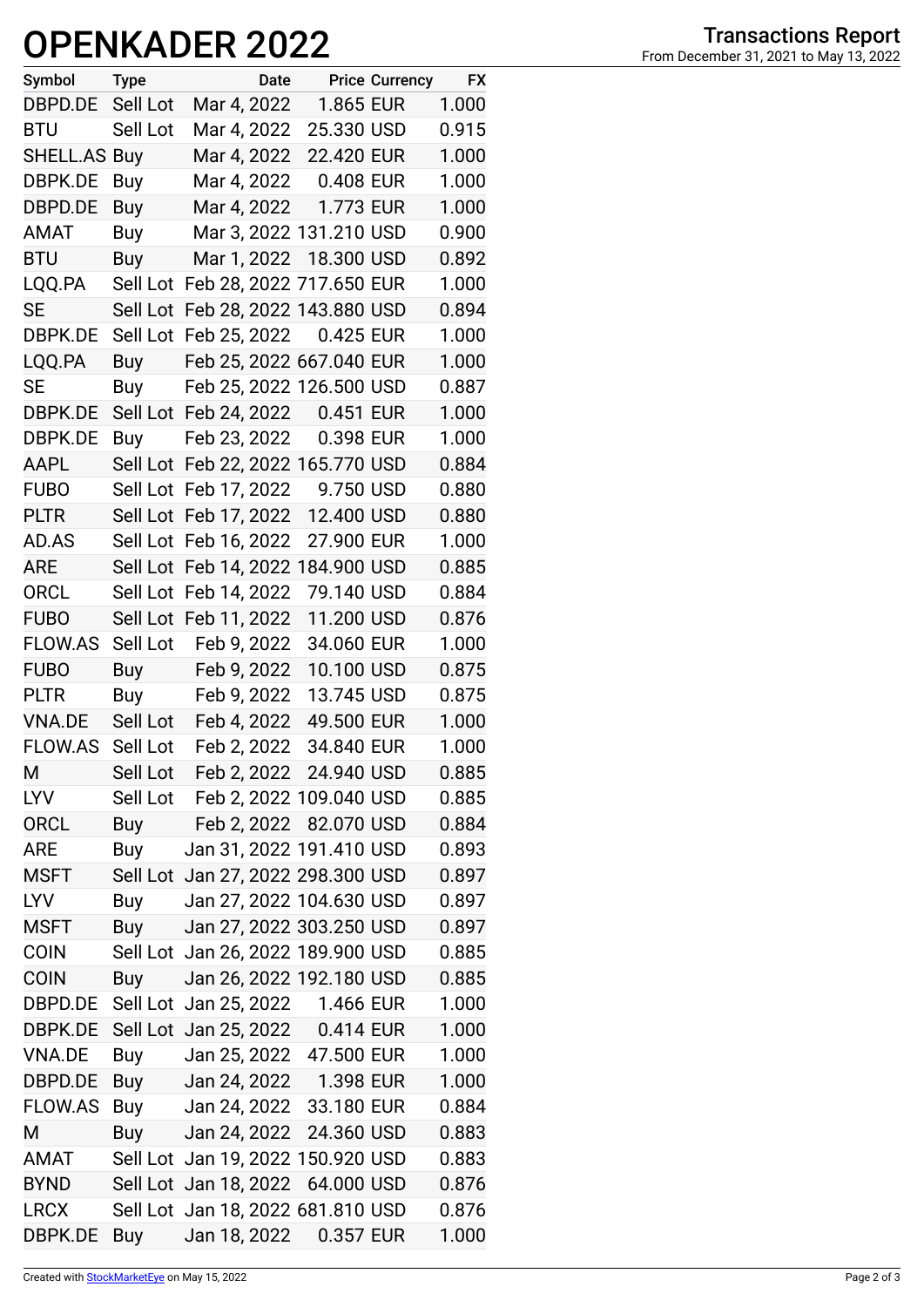# OPENKADER 2022

## Transactions Report

From December 31, 2021 to May 13, 2022

| Symbol | Type | Date | Price | Currency | FX |
|---|---|---|---|---|---|
| DBPD.DE | Sell Lot | Mar 4, 2022 | 1.865 | EUR | 1.000 |
| BTU | Sell Lot | Mar 4, 2022 | 25.330 | USD | 0.915 |
| SHELL.AS | Buy | Mar 4, 2022 | 22.420 | EUR | 1.000 |
| DBPK.DE | Buy | Mar 4, 2022 | 0.408 | EUR | 1.000 |
| DBPD.DE | Buy | Mar 4, 2022 | 1.773 | EUR | 1.000 |
| AMAT | Buy | Mar 3, 2022 | 131.210 | USD | 0.900 |
| BTU | Buy | Mar 1, 2022 | 18.300 | USD | 0.892 |
| LQQ.PA | Sell Lot | Feb 28, 2022 | 717.650 | EUR | 1.000 |
| SE | Sell Lot | Feb 28, 2022 | 143.880 | USD | 0.894 |
| DBPK.DE | Sell Lot | Feb 25, 2022 | 0.425 | EUR | 1.000 |
| LQQ.PA | Buy | Feb 25, 2022 | 667.040 | EUR | 1.000 |
| SE | Buy | Feb 25, 2022 | 126.500 | USD | 0.887 |
| DBPK.DE | Sell Lot | Feb 24, 2022 | 0.451 | EUR | 1.000 |
| DBPK.DE | Buy | Feb 23, 2022 | 0.398 | EUR | 1.000 |
| AAPL | Sell Lot | Feb 22, 2022 | 165.770 | USD | 0.884 |
| FUBO | Sell Lot | Feb 17, 2022 | 9.750 | USD | 0.880 |
| PLTR | Sell Lot | Feb 17, 2022 | 12.400 | USD | 0.880 |
| AD.AS | Sell Lot | Feb 16, 2022 | 27.900 | EUR | 1.000 |
| ARE | Sell Lot | Feb 14, 2022 | 184.900 | USD | 0.885 |
| ORCL | Sell Lot | Feb 14, 2022 | 79.140 | USD | 0.884 |
| FUBO | Sell Lot | Feb 11, 2022 | 11.200 | USD | 0.876 |
| FLOW.AS | Sell Lot | Feb 9, 2022 | 34.060 | EUR | 1.000 |
| FUBO | Buy | Feb 9, 2022 | 10.100 | USD | 0.875 |
| PLTR | Buy | Feb 9, 2022 | 13.745 | USD | 0.875 |
| VNA.DE | Sell Lot | Feb 4, 2022 | 49.500 | EUR | 1.000 |
| FLOW.AS | Sell Lot | Feb 2, 2022 | 34.840 | EUR | 1.000 |
| M | Sell Lot | Feb 2, 2022 | 24.940 | USD | 0.885 |
| LYV | Sell Lot | Feb 2, 2022 | 109.040 | USD | 0.885 |
| ORCL | Buy | Feb 2, 2022 | 82.070 | USD | 0.884 |
| ARE | Buy | Jan 31, 2022 | 191.410 | USD | 0.893 |
| MSFT | Sell Lot | Jan 27, 2022 | 298.300 | USD | 0.897 |
| LYV | Buy | Jan 27, 2022 | 104.630 | USD | 0.897 |
| MSFT | Buy | Jan 27, 2022 | 303.250 | USD | 0.897 |
| COIN | Sell Lot | Jan 26, 2022 | 189.900 | USD | 0.885 |
| COIN | Buy | Jan 26, 2022 | 192.180 | USD | 0.885 |
| DBPD.DE | Sell Lot | Jan 25, 2022 | 1.466 | EUR | 1.000 |
| DBPK.DE | Sell Lot | Jan 25, 2022 | 0.414 | EUR | 1.000 |
| VNA.DE | Buy | Jan 25, 2022 | 47.500 | EUR | 1.000 |
| DBPD.DE | Buy | Jan 24, 2022 | 1.398 | EUR | 1.000 |
| FLOW.AS | Buy | Jan 24, 2022 | 33.180 | EUR | 0.884 |
| M | Buy | Jan 24, 2022 | 24.360 | USD | 0.883 |
| AMAT | Sell Lot | Jan 19, 2022 | 150.920 | USD | 0.883 |
| BYND | Sell Lot | Jan 18, 2022 | 64.000 | USD | 0.876 |
| LRCX | Sell Lot | Jan 18, 2022 | 681.810 | USD | 0.876 |
| DBPK.DE | Buy | Jan 18, 2022 | 0.357 | EUR | 1.000 |

Created with StockMarketEye on May 15, 2022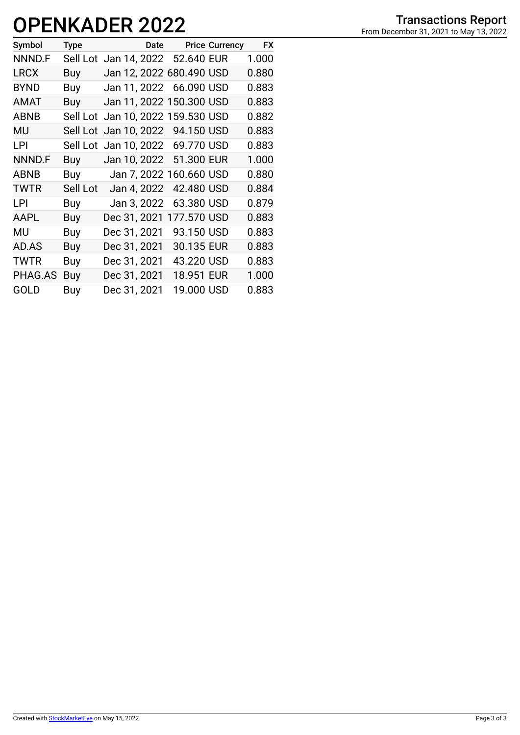# OPENKADER 2022

**Transactions Report**
From December 31, 2021 to May 13, 2022

| Symbol | Type | Date | Price | Currency | FX |
|---|---|---|---|---|---|
| NNND.F | Sell Lot | Jan 14, 2022 | 52.640 | EUR | 1.000 |
| LRCX | Buy | Jan 12, 2022 | 680.490 | USD | 0.880 |
| BYND | Buy | Jan 11, 2022 | 66.090 | USD | 0.883 |
| AMAT | Buy | Jan 11, 2022 | 150.300 | USD | 0.883 |
| ABNB | Sell Lot | Jan 10, 2022 | 159.530 | USD | 0.882 |
| MU | Sell Lot | Jan 10, 2022 | 94.150 | USD | 0.883 |
| LPI | Sell Lot | Jan 10, 2022 | 69.770 | USD | 0.883 |
| NNND.F | Buy | Jan 10, 2022 | 51.300 | EUR | 1.000 |
| ABNB | Buy | Jan 7, 2022 | 160.660 | USD | 0.880 |
| TWTR | Sell Lot | Jan 4, 2022 | 42.480 | USD | 0.884 |
| LPI | Buy | Jan 3, 2022 | 63.380 | USD | 0.879 |
| AAPL | Buy | Dec 31, 2021 | 177.570 | USD | 0.883 |
| MU | Buy | Dec 31, 2021 | 93.150 | USD | 0.883 |
| AD.AS | Buy | Dec 31, 2021 | 30.135 | EUR | 0.883 |
| TWTR | Buy | Dec 31, 2021 | 43.220 | USD | 0.883 |
| PHAG.AS | Buy | Dec 31, 2021 | 18.951 | EUR | 1.000 |
| GOLD | Buy | Dec 31, 2021 | 19.000 | USD | 0.883 |

Created with StockMarketEye on May 15, 2022